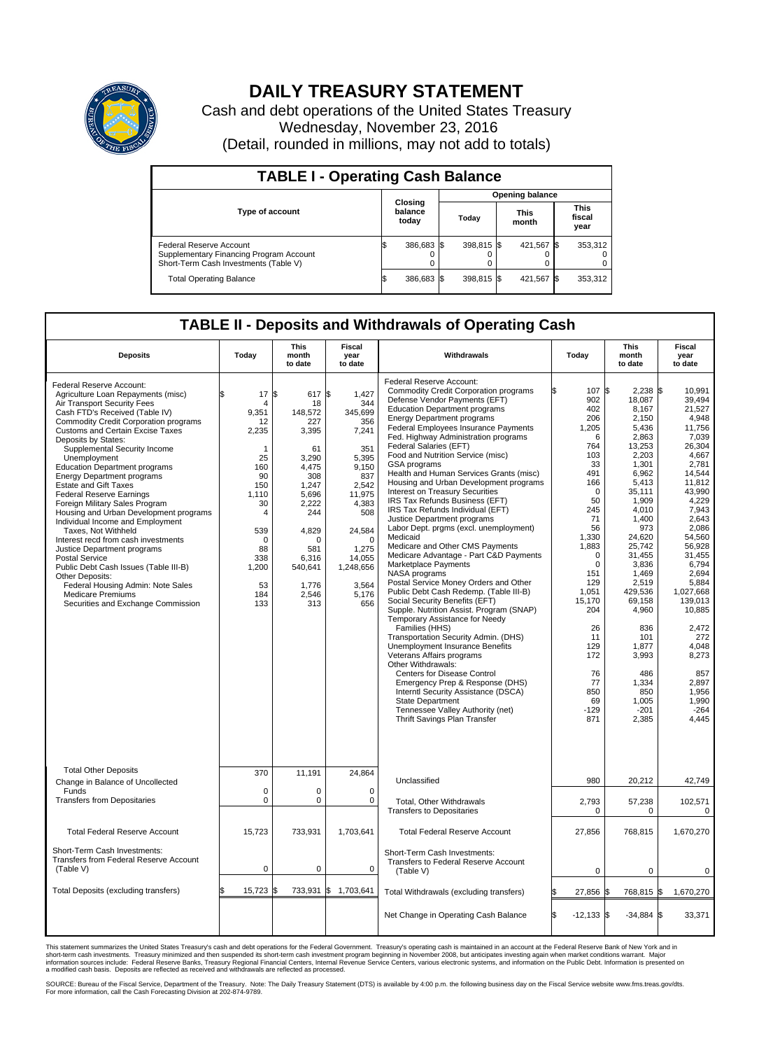# DAILY TREASURY STATEMENT

Cash and debt operations of the United States Treasury
Wednesday, November 23, 2016
(Detail, rounded in millions, may not add to totals)

## TABLE I - Operating Cash Balance

| Type of account | Closing balance today | Opening balance Today | Opening balance This month | Opening balance This fiscal year |
|---|---|---|---|---|
| Federal Reserve Account | $ 386,683 | $ 398,815 | $ 421,567 | $ 353,312 |
| Supplementary Financing Program Account | 0 | 0 | 0 | 0 |
| Short-Term Cash Investments (Table V) | 0 | 0 | 0 | 0 |
| Total Operating Balance | $ 386,683 | $ 398,815 | $ 421,567 | $ 353,312 |

## TABLE II - Deposits and Withdrawals of Operating Cash

| Deposits | Today | This month to date | Fiscal year to date |
|---|---|---|---|
| Federal Reserve Account: | | | |
| Agriculture Loan Repayments (misc) | $ 17 | $ 617 | $ 1,427 |
| Air Transport Security Fees | 4 | 18 | 344 |
| Cash FTD's Received (Table IV) | 9,351 | 148,572 | 345,699 |
| Commodity Credit Corporation programs | 12 | 227 | 356 |
| Customs and Certain Excise Taxes | 2,235 | 3,395 | 7,241 |
| Deposits by States: | | | |
| Supplemental Security Income | 1 | 61 | 351 |
| Unemployment | 25 | 3,290 | 5,395 |
| Education Department programs | 160 | 4,475 | 9,150 |
| Energy Department programs | 90 | 308 | 837 |
| Estate and Gift Taxes | 150 | 1,247 | 2,542 |
| Federal Reserve Earnings | 1,110 | 5,696 | 11,975 |
| Foreign Military Sales Program | 30 | 2,222 | 4,383 |
| Housing and Urban Development programs | 4 | 244 | 508 |
| Individual Income and Employment Taxes, Not Withheld | 539 | 4,829 | 24,584 |
| Interest recd from cash investments | 0 | 0 | 0 |
| Justice Department programs | 88 | 581 | 1,275 |
| Postal Service | 338 | 6,316 | 14,055 |
| Public Debt Cash Issues (Table III-B) | 1,200 | 540,641 | 1,248,656 |
| Other Deposits: | | | |
| Federal Housing Admin: Note Sales | 53 | 1,776 | 3,564 |
| Medicare Premiums | 184 | 2,546 | 5,176 |
| Securities and Exchange Commission | 133 | 313 | 656 |
| Total Other Deposits | 370 | 11,191 | 24,864 |
| Change in Balance of Uncollected Funds | 0 | 0 | 0 |
| Transfers from Depositaries | 0 | 0 | 0 |
| Total Federal Reserve Account | 15,723 | 733,931 | 1,703,641 |
| Short-Term Cash Investments: Transfers from Federal Reserve Account (Table V) | 0 | 0 | 0 |
| Total Deposits (excluding transfers) | $ 15,723 | $ 733,931 | $ 1,703,641 |

| Withdrawals | Today | This month to date | Fiscal year to date |
|---|---|---|---|
| Federal Reserve Account: | | | |
| Commodity Credit Corporation programs | $ 107 | $ 2,238 | $ 10,991 |
| Defense Vendor Payments (EFT) | 902 | 18,087 | 39,494 |
| Education Department programs | 402 | 8,167 | 21,527 |
| Energy Department programs | 206 | 2,150 | 4,948 |
| Federal Employees Insurance Payments | 1,205 | 5,436 | 11,756 |
| Fed. Highway Administration programs | 6 | 2,863 | 7,039 |
| Federal Salaries (EFT) | 764 | 13,253 | 26,304 |
| Food and Nutrition Service (misc) | 103 | 2,203 | 4,667 |
| GSA programs | 33 | 1,301 | 2,781 |
| Health and Human Services Grants (misc) | 491 | 6,962 | 14,544 |
| Housing and Urban Development programs | 166 | 5,413 | 11,812 |
| Interest on Treasury Securities | 0 | 35,111 | 43,990 |
| IRS Tax Refunds Business (EFT) | 50 | 1,909 | 4,229 |
| IRS Tax Refunds Individual (EFT) | 245 | 4,010 | 7,943 |
| Justice Department programs | 71 | 1,400 | 2,643 |
| Labor Dept. prgms (excl. unemployment) | 56 | 973 | 2,086 |
| Medicaid | 1,330 | 24,620 | 54,560 |
| Medicare and Other CMS Payments | 1,883 | 25,742 | 56,928 |
| Medicare Advantage - Part C&D Payments | 0 | 31,455 | 31,455 |
| Marketplace Payments | 0 | 3,836 | 6,794 |
| NASA programs | 151 | 1,469 | 2,694 |
| Postal Service Money Orders and Other | 129 | 2,519 | 5,884 |
| Public Debt Cash Redemp. (Table III-B) | 1,051 | 429,536 | 1,027,668 |
| Social Security Benefits (EFT) | 15,170 | 69,158 | 139,013 |
| Supple. Nutrition Assist. Program (SNAP) | 204 | 4,960 | 10,885 |
| Temporary Assistance for Needy Families (HHS) | 26 | 836 | 2,472 |
| Transportation Security Admin. (DHS) | 11 | 101 | 272 |
| Unemployment Insurance Benefits | 129 | 1,877 | 4,048 |
| Veterans Affairs programs | 172 | 3,993 | 8,273 |
| Other Withdrawals: | | | |
| Centers for Disease Control | 76 | 486 | 857 |
| Emergency Prep & Response (DHS) | 77 | 1,334 | 2,897 |
| Interntl Security Assistance (DSCA) | 850 | 850 | 1,956 |
| State Department | 69 | 1,005 | 1,990 |
| Tennessee Valley Authority (net) | -129 | -201 | -264 |
| Thrift Savings Plan Transfer | 871 | 2,385 | 4,445 |
| Unclassified | 980 | 20,212 | 42,749 |
| Total, Other Withdrawals | 2,793 | 57,238 | 102,571 |
| Transfers to Depositaries | 0 | 0 | 0 |
| Total Federal Reserve Account | 27,856 | 768,815 | 1,670,270 |
| Short-Term Cash Investments: Transfers to Federal Reserve Account (Table V) | 0 | 0 | 0 |
| Total Withdrawals (excluding transfers) | $ 27,856 | $ 768,815 | $ 1,670,270 |
| Net Change in Operating Cash Balance | $ -12,133 | $ -34,884 | $ 33,371 |

This statement summarizes the United States Treasury's cash and debt operations for the Federal Government. Treasury's operating cash is maintained in an account at the Federal Reserve Bank of New York and in short-term cash investments. Treasury minimized and then suspended its short-term cash investment program beginning in November 2008, but anticipates investing again when market conditions warrant. Major information sources include: Federal Reserve Banks, Treasury Regional Financial Centers, Internal Revenue Service Centers, various electronic systems, and information on the Public Debt. Information is presented on a modified cash basis. Deposits are reflected as received and withdrawals are reflected as processed.

SOURCE: Bureau of the Fiscal Service, Department of the Treasury. Note: The Daily Treasury Statement (DTS) is available by 4:00 p.m. the following business day on the Fiscal Service website www.fms.treas.gov/dts. For more information, call the Cash Forecasting Division at 202-874-9789.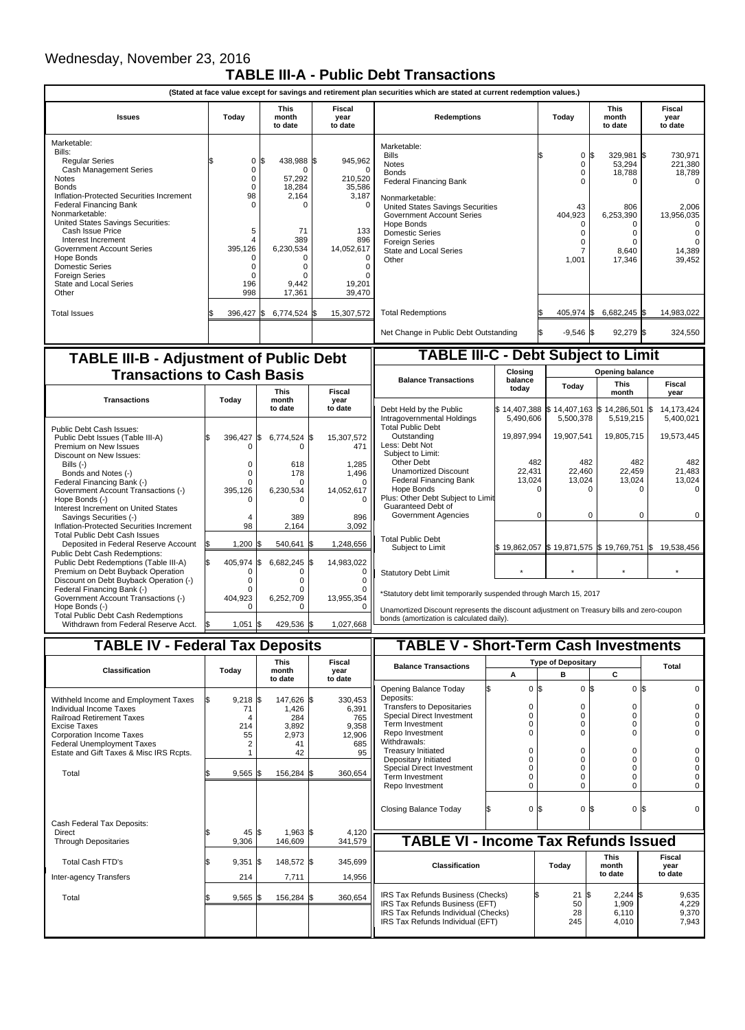Wednesday, November 23, 2016

# TABLE III-A - Public Debt Transactions

(Stated at face value except for savings and retirement plan securities which are stated at current redemption values.)

| Issues | Today | This month to date | Fiscal year to date |
|---|---|---|---|
| Marketable: | | | |
| Bills: | | | |
| Regular Series | $ 0 | $ 438,988 | $ 945,962 |
| Cash Management Series | 0 | 0 | 0 |
| Notes | 0 | 57,292 | 210,520 |
| Bonds | 0 | 18,284 | 35,586 |
| Inflation-Protected Securities Increment | 98 | 2,164 | 3,187 |
| Federal Financing Bank | 0 | 0 | 0 |
| Nonmarketable: | | | |
| United States Savings Securities: | | | |
| Cash Issue Price | 5 | 71 | 133 |
| Interest Increment | 4 | 389 | 896 |
| Government Account Series | 395,126 | 6,230,534 | 14,052,617 |
| Hope Bonds | 0 | 0 | 0 |
| Domestic Series | 0 | 0 | 0 |
| Foreign Series | 0 | 0 | 0 |
| State and Local Series | 196 | 9,442 | 19,201 |
| Other | 998 | 17,361 | 39,470 |
| Total Issues | $ 396,427 | $ 6,774,524 | $ 15,307,572 |

| Redemptions | Today | This month to date | Fiscal year to date |
|---|---|---|---|
| Marketable: | | | |
| Bills | $ 0 | $ 329,981 | $ 730,971 |
| Notes | 0 | 53,294 | 221,380 |
| Bonds | 0 | 18,788 | 18,789 |
| Federal Financing Bank | 0 | 0 | 0 |
| Nonmarketable: | | | |
| United States Savings Securities | 43 | 806 | 2,006 |
| Government Account Series | 404,923 | 6,253,390 | 13,956,035 |
| Hope Bonds | 0 | 0 | 0 |
| Domestic Series | 0 | 0 | 0 |
| Foreign Series | 0 | 0 | 0 |
| State and Local Series | 7 | 8,640 | 14,389 |
| Other | 1,001 | 17,346 | 39,452 |
| Total Redemptions | $ 405,974 | $ 6,682,245 | $ 14,983,022 |
| Net Change in Public Debt Outstanding | $ -9,546 | $ 92,279 | $ 324,550 |

# TABLE III-B - Adjustment of Public Debt Transactions to Cash Basis

| Transactions | Today | This month to date | Fiscal year to date |
|---|---|---|---|
| Public Debt Cash Issues: | | | |
| Public Debt Issues (Table III-A) | $ 396,427 | $ 6,774,524 | $ 15,307,572 |
| Premium on New Issues | 0 | 0 | 471 |
| Discount on New Issues: | | | |
| Bills (-) | 0 | 618 | 1,285 |
| Bonds and Notes (-) | 0 | 178 | 1,496 |
| Federal Financing Bank (-) | 0 | 0 | 0 |
| Government Account Transactions (-) | 395,126 | 6,230,534 | 14,052,617 |
| Hope Bonds (-) | 0 | 0 | 0 |
| Interest Increment on United States Savings Securities (-) | 4 | 389 | 896 |
| Inflation-Protected Securities Increment | 98 | 2,164 | 3,092 |
| Total Public Debt Cash Issues Deposited in Federal Reserve Account | $ 1,200 | $ 540,641 | $ 1,248,656 |
| Public Debt Cash Redemptions: | | | |
| Public Debt Redemptions (Table III-A) | $ 405,974 | $ 6,682,245 | $ 14,983,022 |
| Premium on Debt Buyback Operation | 0 | 0 | 0 |
| Discount on Debt Buyback Operation (-) | 0 | 0 | 0 |
| Federal Financing Bank (-) | 0 | 0 | 0 |
| Government Account Transactions (-) | 404,923 | 6,252,709 | 13,955,354 |
| Hope Bonds (-) | 0 | 0 | 0 |
| Total Public Debt Cash Redemptions Withdrawn from Federal Reserve Acct. | $ 1,051 | $ 429,536 | $ 1,027,668 |

# TABLE III-C - Debt Subject to Limit

| Balance Transactions | Closing balance today | Opening balance Today | Opening balance This month | Opening balance Fiscal year |
|---|---|---|---|---|
| Debt Held by the Public | $ 14,407,388 | $ 14,407,163 | $ 14,286,501 | $ 14,173,424 |
| Intragovernmental Holdings | 5,490,606 | 5,500,378 | 5,519,215 | 5,400,021 |
| Total Public Debt Outstanding | 19,897,994 | 19,907,541 | 19,805,715 | 19,573,445 |
| Less: Debt Not Subject to Limit: | | | | |
| Other Debt | 482 | 482 | 482 | 482 |
| Unamortized Discount | 22,431 | 22,460 | 22,459 | 21,483 |
| Federal Financing Bank | 13,024 | 13,024 | 13,024 | 13,024 |
| Hope Bonds | 0 | 0 | 0 | 0 |
| Plus: Other Debt Subject to Limit | | | | |
| Guaranteed Debt of Government Agencies | 0 | 0 | 0 | 0 |
| Total Public Debt Subject to Limit | $ 19,862,057 | $ 19,871,575 | $ 19,769,751 | $ 19,538,456 |
| Statutory Debt Limit | * | * | * | * |

*Statutory debt limit temporarily suspended through March 15, 2017

Unamortized Discount represents the discount adjustment on Treasury bills and zero-coupon bonds (amortization is calculated daily).

# TABLE IV - Federal Tax Deposits

| Classification | Today | This month to date | Fiscal year to date |
|---|---|---|---|
| Withheld Income and Employment Taxes | $ 9,218 | $ 147,626 | $ 330,453 |
| Individual Income Taxes | 71 | 1,426 | 6,391 |
| Railroad Retirement Taxes | 4 | 284 | 765 |
| Excise Taxes | 214 | 3,892 | 9,358 |
| Corporation Income Taxes | 55 | 2,973 | 12,906 |
| Federal Unemployment Taxes | 2 | 41 | 685 |
| Estate and Gift Taxes & Misc IRS Rcpts. | 1 | 42 | 95 |
| Total | $ 9,565 | $ 156,284 | $ 360,654 |
| Cash Federal Tax Deposits: | | | |
| Direct | $ 45 | $ 1,963 | $ 4,120 |
| Through Depositaries | 9,306 | 146,609 | 341,579 |
| Total Cash FTD's | $ 9,351 | $ 148,572 | $ 345,699 |
| Inter-agency Transfers | 214 | 7,711 | 14,956 |
| Total | $ 9,565 | $ 156,284 | $ 360,654 |

# TABLE V - Short-Term Cash Investments

| Balance Transactions | Type of Depositary A | Type of Depositary B | Type of Depositary C | Total |
|---|---|---|---|---|
| Opening Balance Today | $ 0 | $ 0 | $ 0 | $ 0 |
| Deposits: | | | | |
| Transfers to Depositaries | 0 | 0 | 0 | 0 |
| Special Direct Investment | 0 | 0 | 0 | 0 |
| Term Investment | 0 | 0 | 0 | 0 |
| Repo Investment | 0 | 0 | 0 | 0 |
| Withdrawals: | | | | |
| Treasury Initiated | 0 | 0 | 0 | 0 |
| Depositary Initiated | 0 | 0 | 0 | 0 |
| Special Direct Investment | 0 | 0 | 0 | 0 |
| Term Investment | 0 | 0 | 0 | 0 |
| Repo Investment | 0 | 0 | 0 | 0 |
| Closing Balance Today | $ 0 | $ 0 | $ 0 | $ 0 |

# TABLE VI - Income Tax Refunds Issued

| Classification | Today | This month to date | Fiscal year to date |
|---|---|---|---|
| IRS Tax Refunds Business (Checks) | $ 21 | $ 2,244 | $ 9,635 |
| IRS Tax Refunds Business (EFT) | 50 | 1,909 | 4,229 |
| IRS Tax Refunds Individual (Checks) | 28 | 6,110 | 9,370 |
| IRS Tax Refunds Individual (EFT) | 245 | 4,010 | 7,943 |